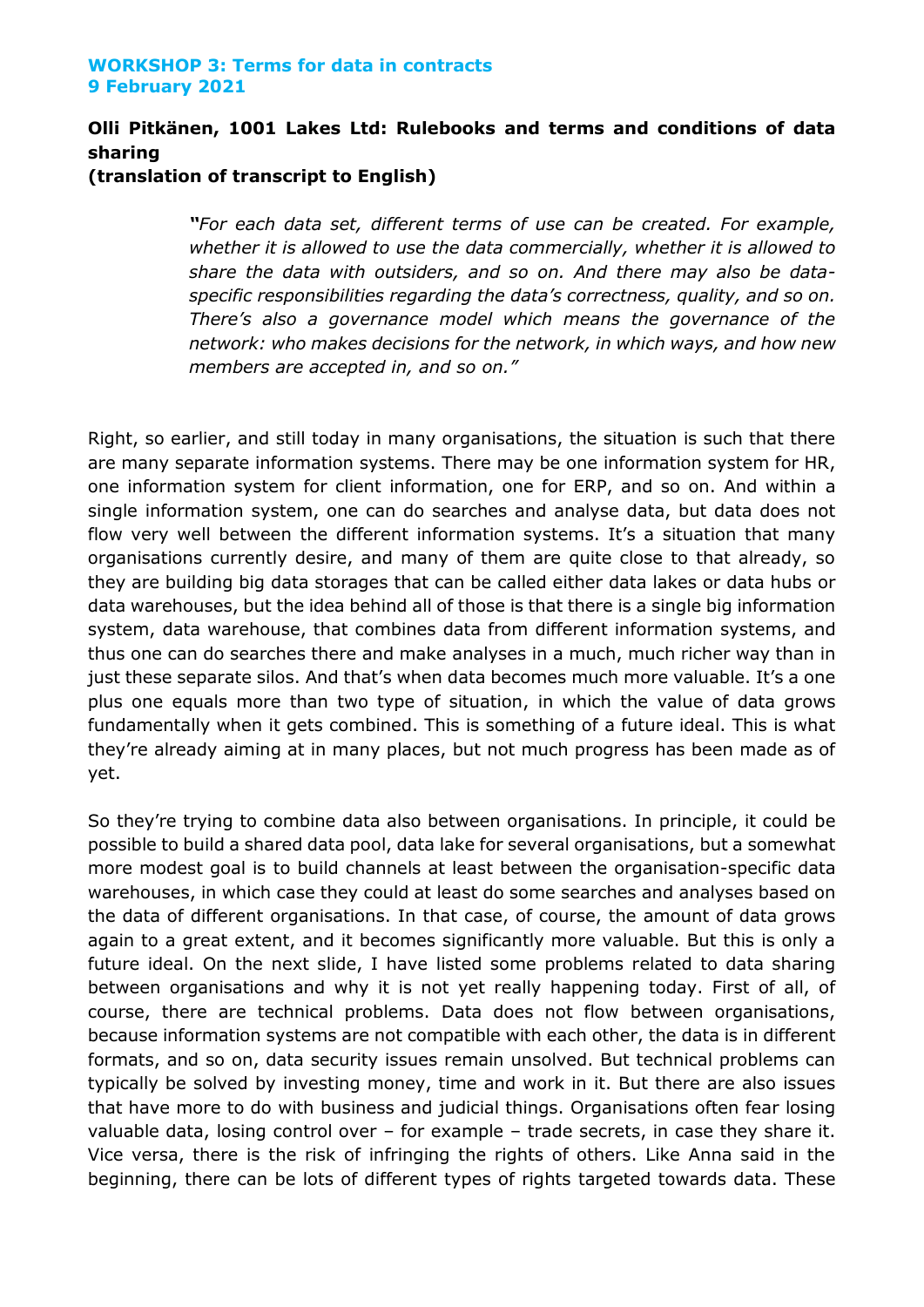**WORKSHOP 3: Terms for data in contracts**
**9 February 2021**

## Olli Pitkänen, 1001 Lakes Ltd: Rulebooks and terms and conditions of data sharing
**(translation of transcript to English)**

> ***"****For each data set, different terms of use can be created. For example, whether it is allowed to use the data commercially, whether it is allowed to share the data with outsiders, and so on. And there may also be data-specific responsibilities regarding the data's correctness, quality, and so on. There's also a governance model which means the governance of the network: who makes decisions for the network, in which ways, and how new members are accepted in, and so on."*

Right, so earlier, and still today in many organisations, the situation is such that there are many separate information systems. There may be one information system for HR, one information system for client information, one for ERP, and so on. And within a single information system, one can do searches and analyse data, but data does not flow very well between the different information systems. It's a situation that many organisations currently desire, and many of them are quite close to that already, so they are building big data storages that can be called either data lakes or data hubs or data warehouses, but the idea behind all of those is that there is a single big information system, data warehouse, that combines data from different information systems, and thus one can do searches there and make analyses in a much, much richer way than in just these separate silos. And that's when data becomes much more valuable. It's a one plus one equals more than two type of situation, in which the value of data grows fundamentally when it gets combined. This is something of a future ideal. This is what they're already aiming at in many places, but not much progress has been made as of yet.

So they're trying to combine data also between organisations. In principle, it could be possible to build a shared data pool, data lake for several organisations, but a somewhat more modest goal is to build channels at least between the organisation-specific data warehouses, in which case they could at least do some searches and analyses based on the data of different organisations. In that case, of course, the amount of data grows again to a great extent, and it becomes significantly more valuable. But this is only a future ideal. On the next slide, I have listed some problems related to data sharing between organisations and why it is not yet really happening today. First of all, of course, there are technical problems. Data does not flow between organisations, because information systems are not compatible with each other, the data is in different formats, and so on, data security issues remain unsolved. But technical problems can typically be solved by investing money, time and work in it. But there are also issues that have more to do with business and judicial things. Organisations often fear losing valuable data, losing control over – for example – trade secrets, in case they share it. Vice versa, there is the risk of infringing the rights of others. Like Anna said in the beginning, there can be lots of different types of rights targeted towards data. These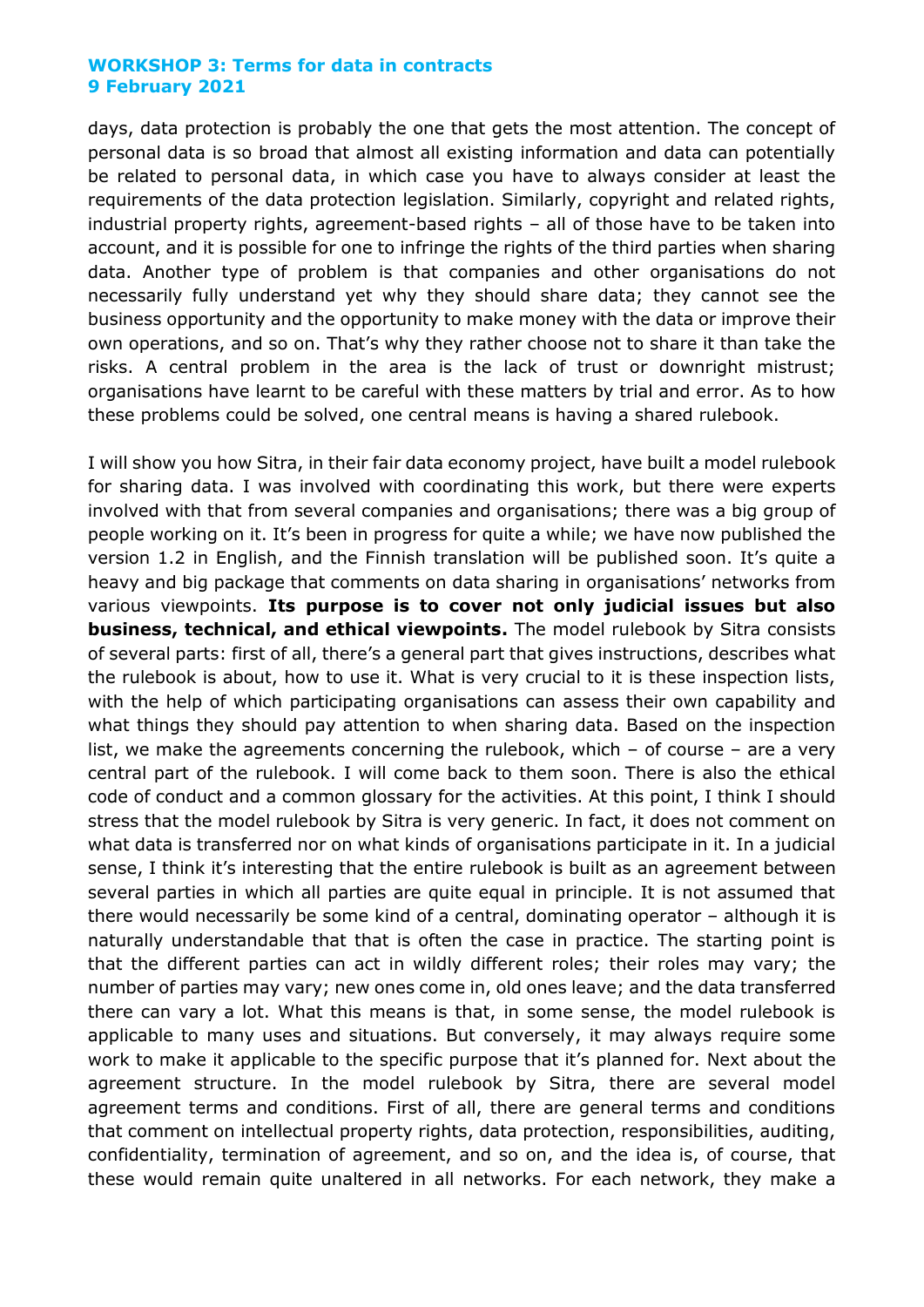days, data protection is probably the one that gets the most attention. The concept of personal data is so broad that almost all existing information and data can potentially be related to personal data, in which case you have to always consider at least the requirements of the data protection legislation. Similarly, copyright and related rights, industrial property rights, agreement-based rights – all of those have to be taken into account, and it is possible for one to infringe the rights of the third parties when sharing data. Another type of problem is that companies and other organisations do not necessarily fully understand yet why they should share data; they cannot see the business opportunity and the opportunity to make money with the data or improve their own operations, and so on. That's why they rather choose not to share it than take the risks. A central problem in the area is the lack of trust or downright mistrust; organisations have learnt to be careful with these matters by trial and error. As to how these problems could be solved, one central means is having a shared rulebook.

I will show you how Sitra, in their fair data economy project, have built a model rulebook for sharing data. I was involved with coordinating this work, but there were experts involved with that from several companies and organisations; there was a big group of people working on it. It's been in progress for quite a while; we have now published the version 1.2 in English, and the Finnish translation will be published soon. It's quite a heavy and big package that comments on data sharing in organisations' networks from various viewpoints. **Its purpose is to cover not only judicial issues but also business, technical, and ethical viewpoints.** The model rulebook by Sitra consists of several parts: first of all, there's a general part that gives instructions, describes what the rulebook is about, how to use it. What is very crucial to it is these inspection lists, with the help of which participating organisations can assess their own capability and what things they should pay attention to when sharing data. Based on the inspection list, we make the agreements concerning the rulebook, which – of course – are a very central part of the rulebook. I will come back to them soon. There is also the ethical code of conduct and a common glossary for the activities. At this point, I think I should stress that the model rulebook by Sitra is very generic. In fact, it does not comment on what data is transferred nor on what kinds of organisations participate in it. In a judicial sense, I think it's interesting that the entire rulebook is built as an agreement between several parties in which all parties are quite equal in principle. It is not assumed that there would necessarily be some kind of a central, dominating operator – although it is naturally understandable that that is often the case in practice. The starting point is that the different parties can act in wildly different roles; their roles may vary; the number of parties may vary; new ones come in, old ones leave; and the data transferred there can vary a lot. What this means is that, in some sense, the model rulebook is applicable to many uses and situations. But conversely, it may always require some work to make it applicable to the specific purpose that it's planned for. Next about the agreement structure. In the model rulebook by Sitra, there are several model agreement terms and conditions. First of all, there are general terms and conditions that comment on intellectual property rights, data protection, responsibilities, auditing, confidentiality, termination of agreement, and so on, and the idea is, of course, that these would remain quite unaltered in all networks. For each network, they make a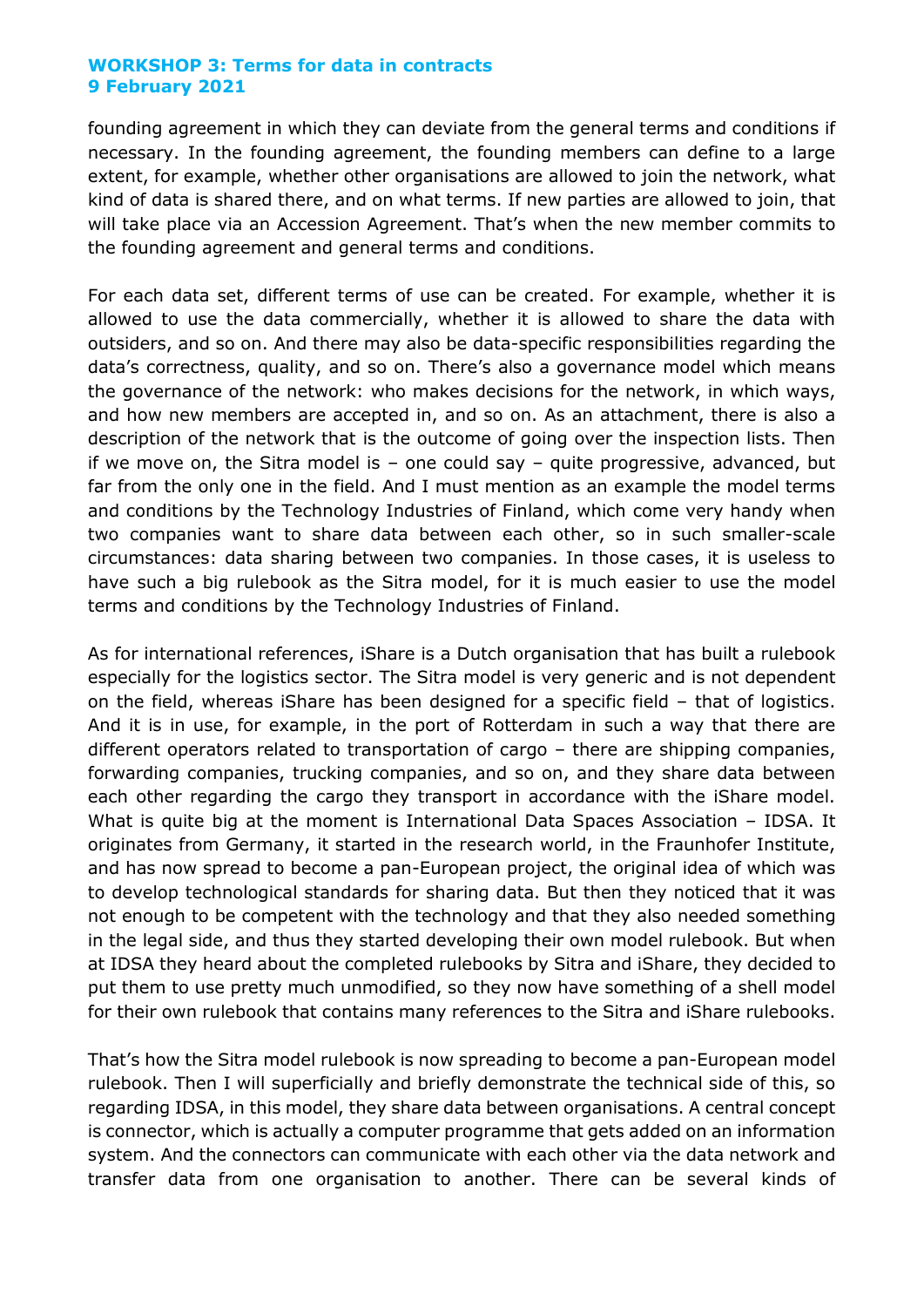founding agreement in which they can deviate from the general terms and conditions if necessary. In the founding agreement, the founding members can define to a large extent, for example, whether other organisations are allowed to join the network, what kind of data is shared there, and on what terms. If new parties are allowed to join, that will take place via an Accession Agreement. That's when the new member commits to the founding agreement and general terms and conditions.

For each data set, different terms of use can be created. For example, whether it is allowed to use the data commercially, whether it is allowed to share the data with outsiders, and so on. And there may also be data-specific responsibilities regarding the data's correctness, quality, and so on. There's also a governance model which means the governance of the network: who makes decisions for the network, in which ways, and how new members are accepted in, and so on. As an attachment, there is also a description of the network that is the outcome of going over the inspection lists. Then if we move on, the Sitra model is – one could say – quite progressive, advanced, but far from the only one in the field. And I must mention as an example the model terms and conditions by the Technology Industries of Finland, which come very handy when two companies want to share data between each other, so in such smaller-scale circumstances: data sharing between two companies. In those cases, it is useless to have such a big rulebook as the Sitra model, for it is much easier to use the model terms and conditions by the Technology Industries of Finland.

As for international references, iShare is a Dutch organisation that has built a rulebook especially for the logistics sector. The Sitra model is very generic and is not dependent on the field, whereas iShare has been designed for a specific field – that of logistics. And it is in use, for example, in the port of Rotterdam in such a way that there are different operators related to transportation of cargo – there are shipping companies, forwarding companies, trucking companies, and so on, and they share data between each other regarding the cargo they transport in accordance with the iShare model. What is quite big at the moment is International Data Spaces Association – IDSA. It originates from Germany, it started in the research world, in the Fraunhofer Institute, and has now spread to become a pan-European project, the original idea of which was to develop technological standards for sharing data. But then they noticed that it was not enough to be competent with the technology and that they also needed something in the legal side, and thus they started developing their own model rulebook. But when at IDSA they heard about the completed rulebooks by Sitra and iShare, they decided to put them to use pretty much unmodified, so they now have something of a shell model for their own rulebook that contains many references to the Sitra and iShare rulebooks.

That's how the Sitra model rulebook is now spreading to become a pan-European model rulebook. Then I will superficially and briefly demonstrate the technical side of this, so regarding IDSA, in this model, they share data between organisations. A central concept is connector, which is actually a computer programme that gets added on an information system. And the connectors can communicate with each other via the data network and transfer data from one organisation to another. There can be several kinds of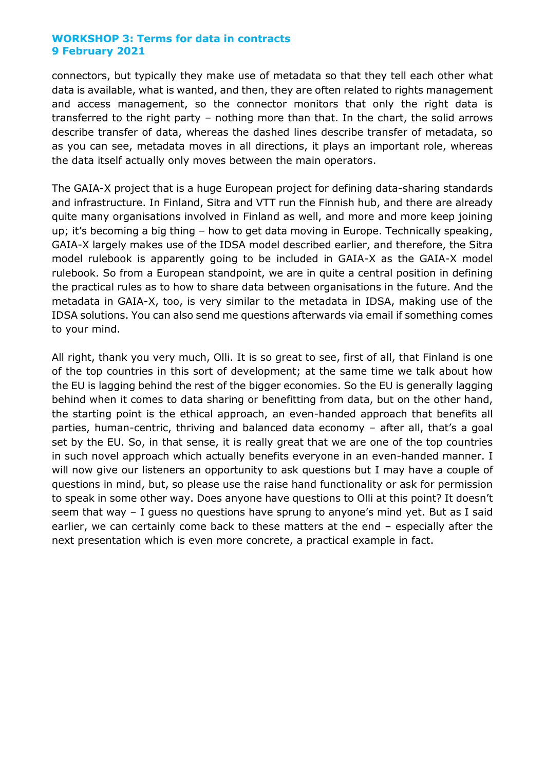connectors, but typically they make use of metadata so that they tell each other what data is available, what is wanted, and then, they are often related to rights management and access management, so the connector monitors that only the right data is transferred to the right party – nothing more than that. In the chart, the solid arrows describe transfer of data, whereas the dashed lines describe transfer of metadata, so as you can see, metadata moves in all directions, it plays an important role, whereas the data itself actually only moves between the main operators.

The GAIA-X project that is a huge European project for defining data-sharing standards and infrastructure. In Finland, Sitra and VTT run the Finnish hub, and there are already quite many organisations involved in Finland as well, and more and more keep joining up; it's becoming a big thing – how to get data moving in Europe. Technically speaking, GAIA-X largely makes use of the IDSA model described earlier, and therefore, the Sitra model rulebook is apparently going to be included in GAIA-X as the GAIA-X model rulebook. So from a European standpoint, we are in quite a central position in defining the practical rules as to how to share data between organisations in the future. And the metadata in GAIA-X, too, is very similar to the metadata in IDSA, making use of the IDSA solutions. You can also send me questions afterwards via email if something comes to your mind.

All right, thank you very much, Olli. It is so great to see, first of all, that Finland is one of the top countries in this sort of development; at the same time we talk about how the EU is lagging behind the rest of the bigger economies. So the EU is generally lagging behind when it comes to data sharing or benefitting from data, but on the other hand, the starting point is the ethical approach, an even-handed approach that benefits all parties, human-centric, thriving and balanced data economy – after all, that's a goal set by the EU. So, in that sense, it is really great that we are one of the top countries in such novel approach which actually benefits everyone in an even-handed manner. I will now give our listeners an opportunity to ask questions but I may have a couple of questions in mind, but, so please use the raise hand functionality or ask for permission to speak in some other way. Does anyone have questions to Olli at this point? It doesn't seem that way – I guess no questions have sprung to anyone's mind yet. But as I said earlier, we can certainly come back to these matters at the end – especially after the next presentation which is even more concrete, a practical example in fact.